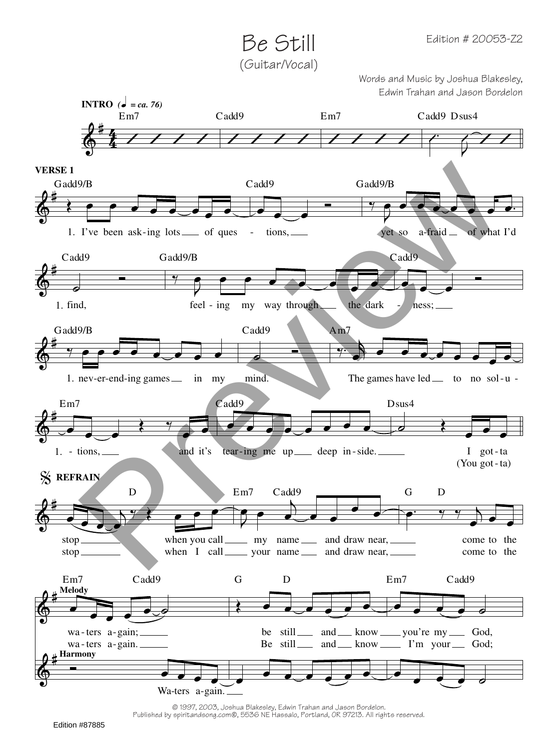# Be Still

(Guitar/Vocal)

Edition # 20053-Z2

Words and Music by Joshua Blakesley, Edwin Trahan and Jason Bordelon

**INTRO** (♩ = ca. 76)

Em7 | Cadd9 | Em7 | Cadd9 Dsus4

**VERSE 1**

Gadd9/B | Cadd9 | Gadd9/B

1. I've been ask-ing lots of ques - tions, yet so a-fraid of what I'd

Cadd9 | Gadd9/B | Cadd9

1. find, feel-ing my way through the dark - ness;

Gadd9/B | Cadd9 | Am7

1. nev-er-end-ing games in my mind. The games have led to no sol-u -

Em7 | Cadd9 | Dsus4

1. - tions, and it's tear-ing me up deep in-side. I got-ta (You got-ta)

**REFRAIN**

D | Em7 Cadd9 | G D

stop when you call my name and draw near, come to the
stop when I call your name and draw near, come to the

Em7 Cadd9 | G D | Em7 Cadd9

**Melody**

wa-ters a-gain; be still and know you're my God,
wa-ters a-gain. Be still and know I'm your God;

**Harmony**

Wa-ters a-gain.

© 1997, 2003, Joshua Blakesley, Edwin Trahan and Jason Bordelon. Published by spiritandsong.com®, 5536 NE Hassalo, Portland, OR 97213. All rights reserved.

Edition #87885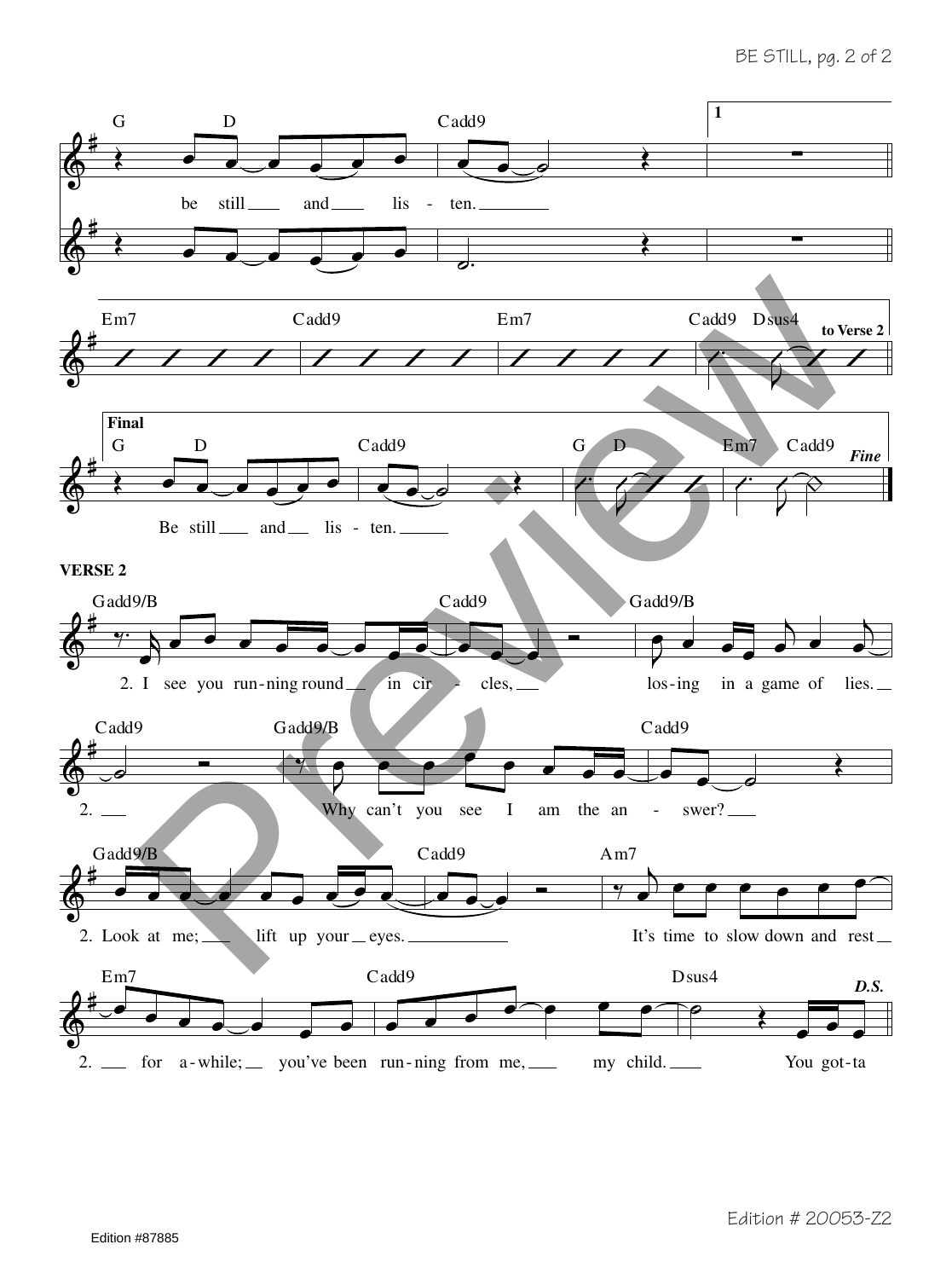**Final**

*Fine*

**VERSE 2**

*D.S.*